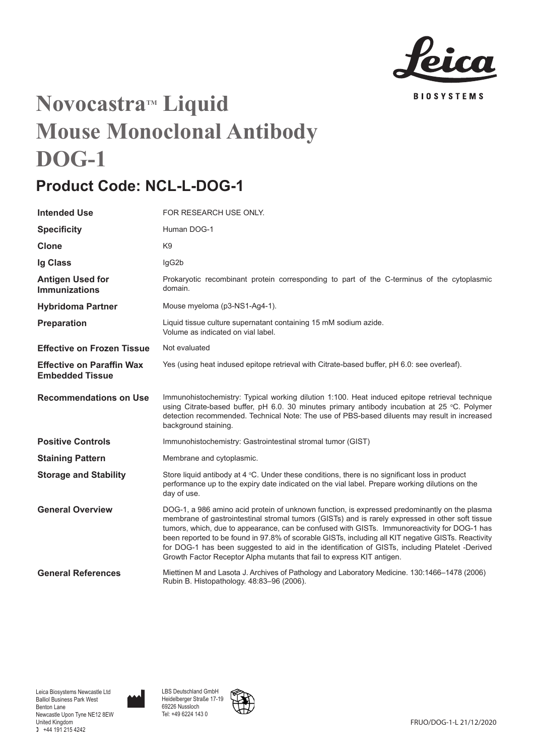# Novocastra™ Liquid Mouse Monoclonal Antibody DOG-1

## Product Code: NCL-L-DOG-1

| | |
|---|---|
| **Intended Use** | FOR RESEARCH USE ONLY. |
| **Specificity** | Human DOG-1 |
| **Clone** | K9 |
| **Ig Class** | IgG2b |
| **Antigen Used for Immunizations** | Prokaryotic recombinant protein corresponding to part of the C-terminus of the cytoplasmic domain. |
| **Hybridoma Partner** | Mouse myeloma (p3-NS1-Ag4-1). |
| **Preparation** | Liquid tissue culture supernatant containing 15 mM sodium azide. Volume as indicated on vial label. |
| **Effective on Frozen Tissue** | Not evaluated |
| **Effective on Paraffin Wax Embedded Tissue** | Yes (using heat indused epitope retrieval with Citrate-based buffer, pH 6.0: see overleaf). |
| **Recommendations on Use** | Immunohistochemistry: Typical working dilution 1:100. Heat induced epitope retrieval technique using Citrate-based buffer, pH 6.0. 30 minutes primary antibody incubation at 25 °C. Polymer detection recommended. Technical Note: The use of PBS-based diluents may result in increased background staining. |
| **Positive Controls** | Immunohistochemistry: Gastrointestinal stromal tumor (GIST) |
| **Staining Pattern** | Membrane and cytoplasmic. |
| **Storage and Stability** | Store liquid antibody at 4 °C. Under these conditions, there is no significant loss in product performance up to the expiry date indicated on the vial label. Prepare working dilutions on the day of use. |
| **General Overview** | DOG-1, a 986 amino acid protein of unknown function, is expressed predominantly on the plasma membrane of gastrointestinal stromal tumors (GISTs) and is rarely expressed in other soft tissue tumors, which, due to appearance, can be confused with GISTs. Immunoreactivity for DOG-1 has been reported to be found in 97.8% of scorable GISTs, including all KIT negative GISTs. Reactivity for DOG-1 has been suggested to aid in the identification of GISTs, including Platelet -Derived Growth Factor Receptor Alpha mutants that fail to express KIT antigen. |
| **General References** | Miettinen M and Lasota J. Archives of Pathology and Laboratory Medicine. 130:1466–1478 (2006)<br>Rubin B. Histopathology. 48:83–96 (2006). |

Leica Biosystems Newcastle Ltd
Balliol Business Park West
Benton Lane
Newcastle Upon Tyne NE12 8EW
United Kingdom
+44 191 215 4242

LBS Deutschland GmbH
Heidelberger Straße 17-19
69226 Nussloch
Tel: +49 6224 143 0

FRUO/DOG-1-L 21/12/2020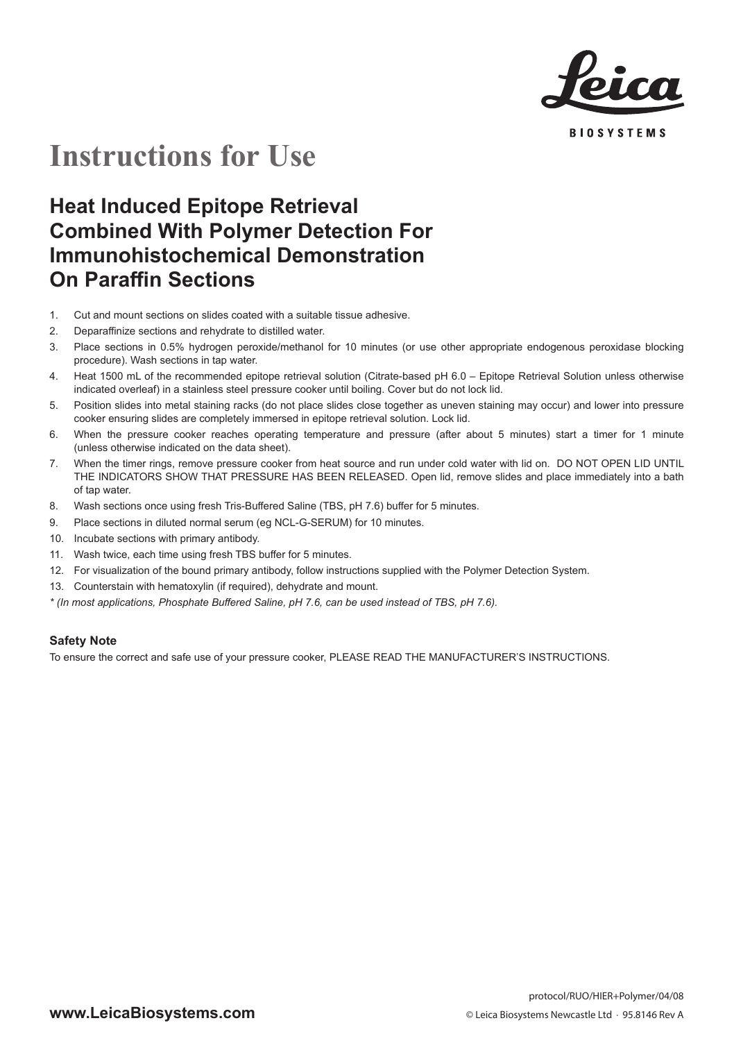# Instructions for Use

## Heat Induced Epitope Retrieval Combined With Polymer Detection For Immunohistochemical Demonstration On Paraffin Sections

1. Cut and mount sections on slides coated with a suitable tissue adhesive.
2. Deparaffinize sections and rehydrate to distilled water.
3. Place sections in 0.5% hydrogen peroxide/methanol for 10 minutes (or use other appropriate endogenous peroxidase blocking procedure). Wash sections in tap water.
4. Heat 1500 mL of the recommended epitope retrieval solution (Citrate-based pH 6.0 – Epitope Retrieval Solution unless otherwise indicated overleaf) in a stainless steel pressure cooker until boiling. Cover but do not lock lid.
5. Position slides into metal staining racks (do not place slides close together as uneven staining may occur) and lower into pressure cooker ensuring slides are completely immersed in epitope retrieval solution. Lock lid.
6. When the pressure cooker reaches operating temperature and pressure (after about 5 minutes) start a timer for 1 minute (unless otherwise indicated on the data sheet).
7. When the timer rings, remove pressure cooker from heat source and run under cold water with lid on. DO NOT OPEN LID UNTIL THE INDICATORS SHOW THAT PRESSURE HAS BEEN RELEASED. Open lid, remove slides and place immediately into a bath of tap water.
8. Wash sections once using fresh Tris-Buffered Saline (TBS, pH 7.6) buffer for 5 minutes.
9. Place sections in diluted normal serum (eg NCL-G-SERUM) for 10 minutes.
10. Incubate sections with primary antibody.
11. Wash twice, each time using fresh TBS buffer for 5 minutes.
12. For visualization of the bound primary antibody, follow instructions supplied with the Polymer Detection System.
13. Counterstain with hematoxylin (if required), dehydrate and mount.

*\* (In most applications, Phosphate Buffered Saline, pH 7.6, can be used instead of TBS, pH 7.6).*

### Safety Note

To ensure the correct and safe use of your pressure cooker, PLEASE READ THE MANUFACTURER'S INSTRUCTIONS.

protocol/RUO/HIER+Polymer/04/08

www.LeicaBiosystems.com

© Leica Biosystems Newcastle Ltd · 95.8146 Rev A